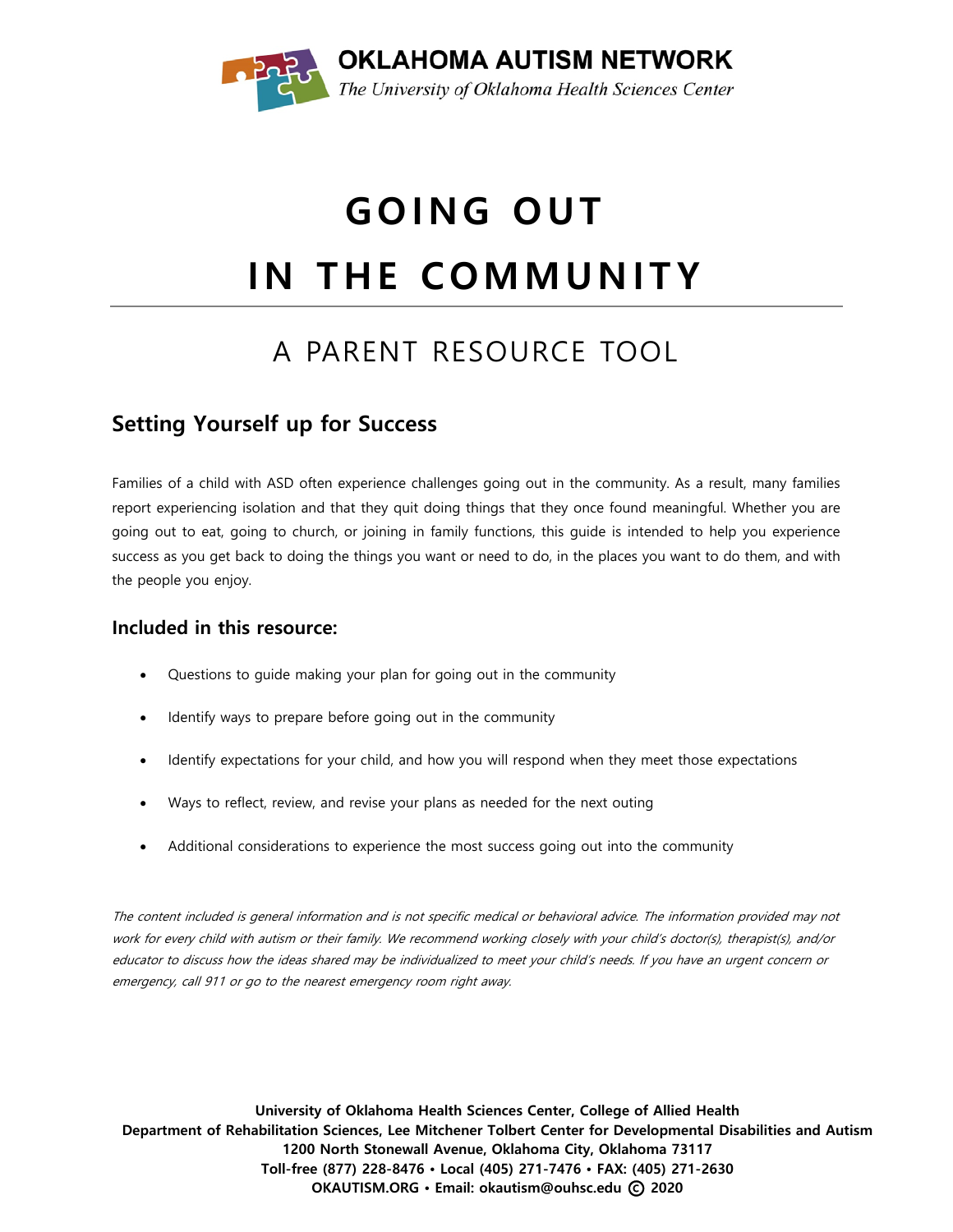**OKLAHOMA AUTISM NETWORK**
*The University of Oklahoma Health Sciences Center*

# GOING OUT IN THE COMMUNITY

## A PARENT RESOURCE TOOL

### Setting Yourself up for Success

Families of a child with ASD often experience challenges going out in the community. As a result, many families report experiencing isolation and that they quit doing things that they once found meaningful. Whether you are going out to eat, going to church, or joining in family functions, this guide is intended to help you experience success as you get back to doing the things you want or need to do, in the places you want to do them, and with the people you enjoy.

### Included in this resource:

- Questions to guide making your plan for going out in the community
- Identify ways to prepare before going out in the community
- Identify expectations for your child, and how you will respond when they meet those expectations
- Ways to reflect, review, and revise your plans as needed for the next outing
- Additional considerations to experience the most success going out into the community

*The content included is general information and is not specific medical or behavioral advice. The information provided may not work for every child with autism or their family. We recommend working closely with your child's doctor(s), therapist(s), and/or educator to discuss how the ideas shared may be individualized to meet your child's needs. If you have an urgent concern or emergency, call 911 or go to the nearest emergency room right away.*

**University of Oklahoma Health Sciences Center, College of Allied Health**
**Department of Rehabilitation Sciences, Lee Mitchener Tolbert Center for Developmental Disabilities and Autism**
**1200 North Stonewall Avenue, Oklahoma City, Oklahoma 73117**
**Toll-free (877) 228-8476 • Local (405) 271-7476 • FAX: (405) 271-2630**
**OKAUTISM.ORG • Email: okautism@ouhsc.edu © 2020**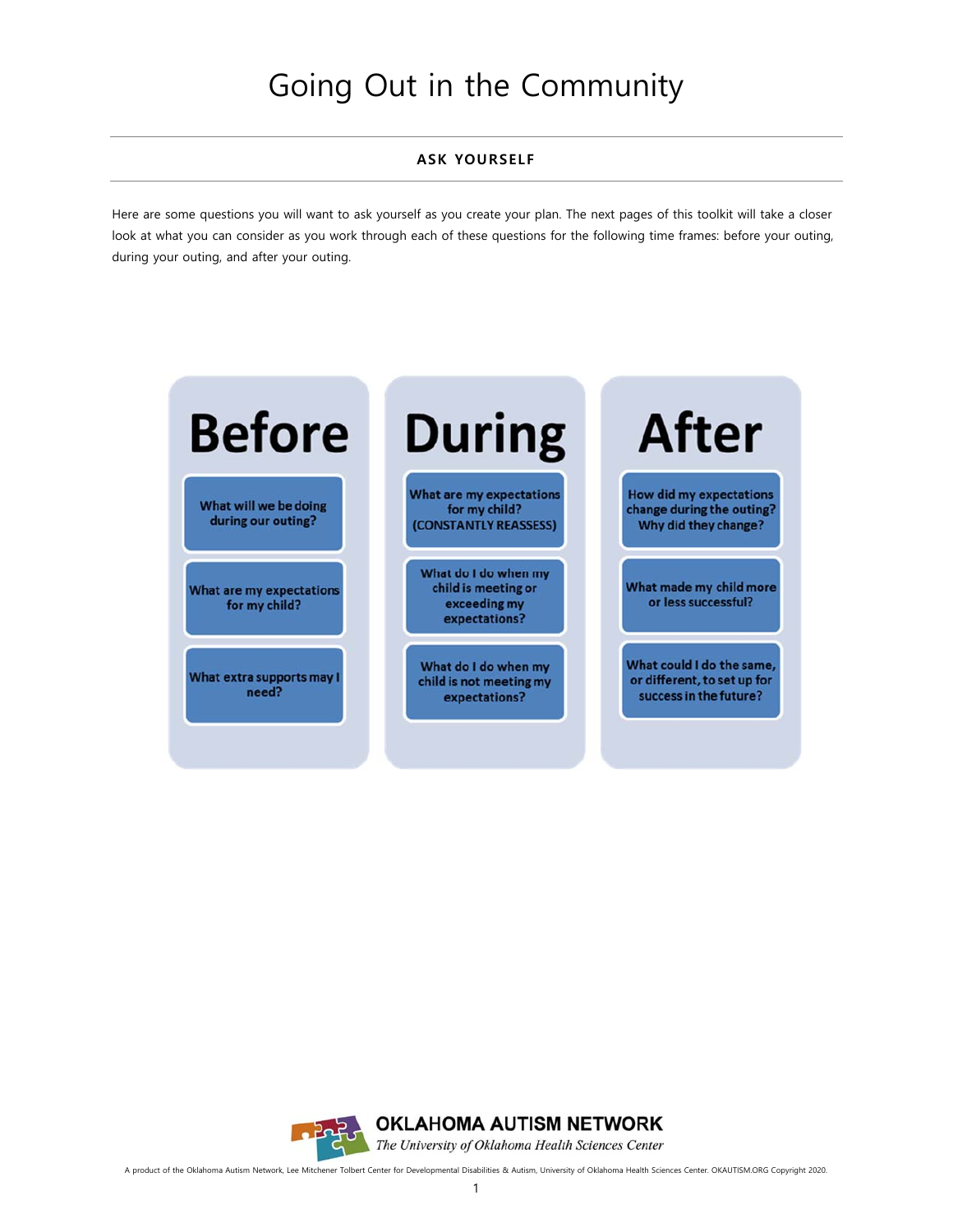# Going Out in the Community

## ASK YOURSELF

Here are some questions you will want to ask yourself as you create your plan. The next pages of this toolkit will take a closer look at what you can consider as you work through each of these questions for the following time frames: before your outing, during your outing, and after your outing.

### Before

- What will we be doing during our outing?
- What are my expectations for my child?
- What extra supports may I need?

### During

- What are my expectations for my child? (CONSTANTLY REASSESS)
- What do I do when my child is meeting or exceeding my expectations?
- What do I do when my child is not meeting my expectations?

### After

- How did my expectations change during the outing? Why did they change?
- What made my child more or less successful?
- What could I do the same, or different, to set up for success in the future?

OKLAHOMA AUTISM NETWORK
*The University of Oklahoma Health Sciences Center*

A product of the Oklahoma Autism Network, Lee Mitchener Tolbert Center for Developmental Disabilities & Autism, University of Oklahoma Health Sciences Center. OKAUTISM.ORG Copyright 2020.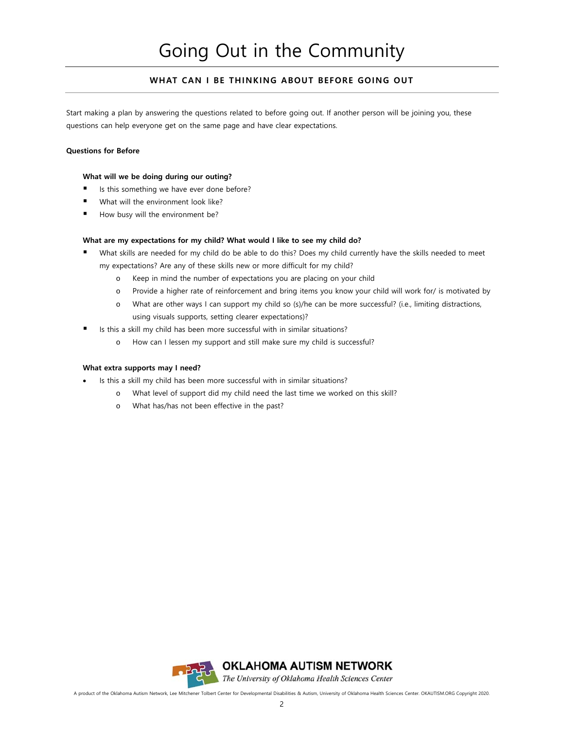# Going Out in the Community

## WHAT CAN I BE THINKING ABOUT BEFORE GOING OUT

Start making a plan by answering the questions related to before going out. If another person will be joining you, these questions can help everyone get on the same page and have clear expectations.

**Questions for Before**

**What will we be doing during our outing?**

- Is this something we have ever done before?
- What will the environment look like?
- How busy will the environment be?

**What are my expectations for my child? What would I like to see my child do?**

- What skills are needed for my child do be able to do this? Does my child currently have the skills needed to meet my expectations? Are any of these skills new or more difficult for my child?
    - Keep in mind the number of expectations you are placing on your child
    - Provide a higher rate of reinforcement and bring items you know your child will work for/ is motivated by
    - What are other ways I can support my child so (s)/he can be more successful? (i.e., limiting distractions, using visuals supports, setting clearer expectations)?
- Is this a skill my child has been more successful with in similar situations?
    - How can I lessen my support and still make sure my child is successful?

**What extra supports may I need?**

- Is this a skill my child has been more successful with in similar situations?
    - What level of support did my child need the last time we worked on this skill?
    - What has/has not been effective in the past?

OKLAHOMA AUTISM NETWORK
*The University of Oklahoma Health Sciences Center*

A product of the Oklahoma Autism Network, Lee Mitchener Tolbert Center for Developmental Disabilities & Autism, University of Oklahoma Health Sciences Center. OKAUTISM.ORG Copyright 2020.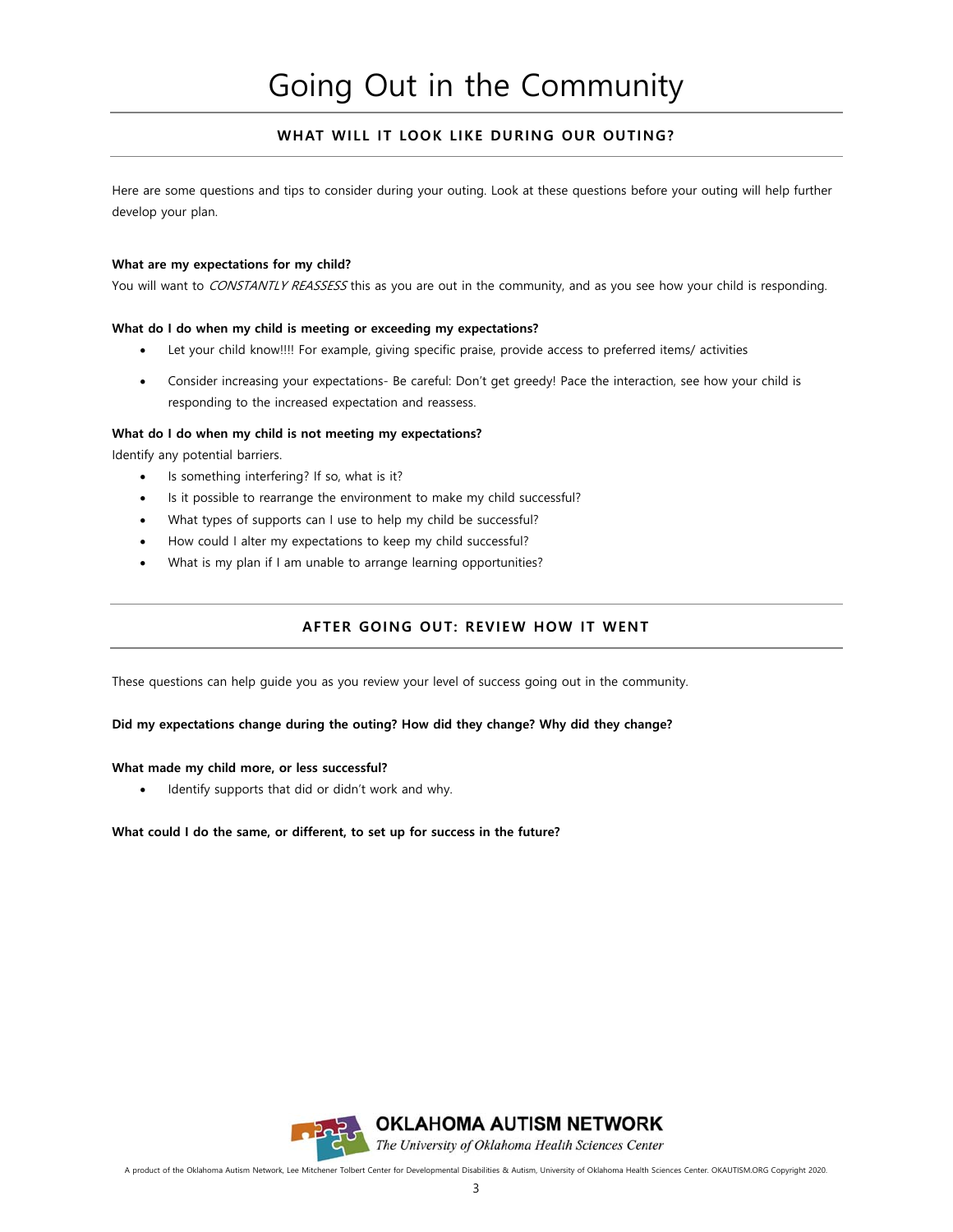# Going Out in the Community

## WHAT WILL IT LOOK LIKE DURING OUR OUTING?

Here are some questions and tips to consider during your outing. Look at these questions before your outing will help further develop your plan.

**What are my expectations for my child?**

You will want to *CONSTANTLY REASSESS* this as you are out in the community, and as you see how your child is responding.

**What do I do when my child is meeting or exceeding my expectations?**

- Let your child know!!!! For example, giving specific praise, provide access to preferred items/ activities
- Consider increasing your expectations- Be careful: Don't get greedy! Pace the interaction, see how your child is responding to the increased expectation and reassess.

**What do I do when my child is not meeting my expectations?**

Identify any potential barriers.

- Is something interfering? If so, what is it?
- Is it possible to rearrange the environment to make my child successful?
- What types of supports can I use to help my child be successful?
- How could I alter my expectations to keep my child successful?
- What is my plan if I am unable to arrange learning opportunities?

## AFTER GOING OUT: REVIEW HOW IT WENT

These questions can help guide you as you review your level of success going out in the community.

**Did my expectations change during the outing? How did they change? Why did they change?**

**What made my child more, or less successful?**

- Identify supports that did or didn't work and why.

**What could I do the same, or different, to set up for success in the future?**

OKLAHOMA AUTISM NETWORK
*The University of Oklahoma Health Sciences Center*

A product of the Oklahoma Autism Network, Lee Mitchener Tolbert Center for Developmental Disabilities & Autism, University of Oklahoma Health Sciences Center. OKAUTISM.ORG Copyright 2020.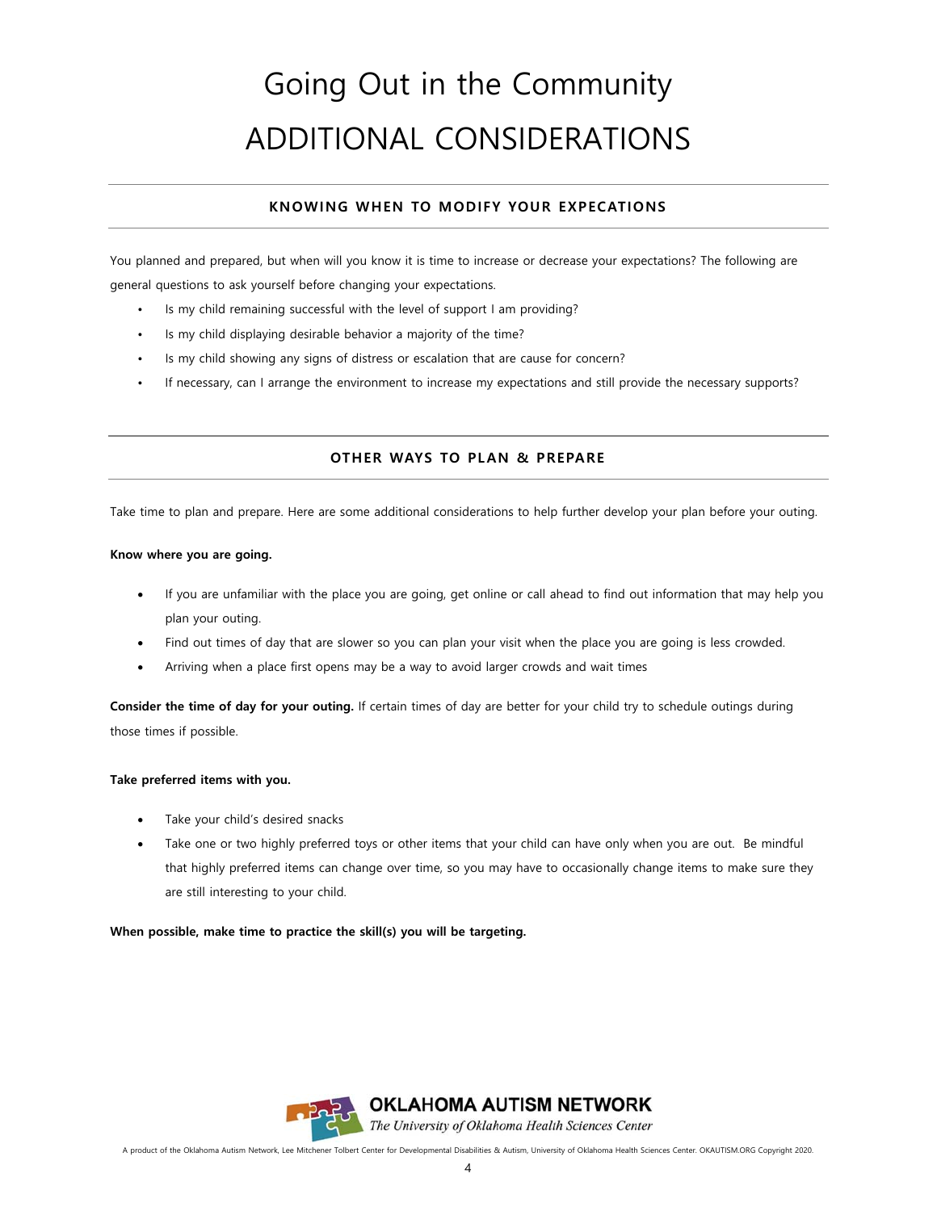# Going Out in the Community

# ADDITIONAL CONSIDERATIONS

## KNOWING WHEN TO MODIFY YOUR EXPECATIONS

You planned and prepared, but when will you know it is time to increase or decrease your expectations? The following are general questions to ask yourself before changing your expectations.

- Is my child remaining successful with the level of support I am providing?
- Is my child displaying desirable behavior a majority of the time?
- Is my child showing any signs of distress or escalation that are cause for concern?
- If necessary, can I arrange the environment to increase my expectations and still provide the necessary supports?

## OTHER WAYS TO PLAN & PREPARE

Take time to plan and prepare. Here are some additional considerations to help further develop your plan before your outing.

**Know where you are going.**

- If you are unfamiliar with the place you are going, get online or call ahead to find out information that may help you plan your outing.
- Find out times of day that are slower so you can plan your visit when the place you are going is less crowded.
- Arriving when a place first opens may be a way to avoid larger crowds and wait times

**Consider the time of day for your outing.** If certain times of day are better for your child try to schedule outings during those times if possible.

**Take preferred items with you.**

- Take your child's desired snacks
- Take one or two highly preferred toys or other items that your child can have only when you are out. Be mindful that highly preferred items can change over time, so you may have to occasionally change items to make sure they are still interesting to your child.

**When possible, make time to practice the skill(s) you will be targeting.**

OKLAHOMA AUTISM NETWORK
*The University of Oklahoma Health Sciences Center*

A product of the Oklahoma Autism Network, Lee Mitchener Tolbert Center for Developmental Disabilities & Autism, University of Oklahoma Health Sciences Center. OKAUTISM.ORG Copyright 2020.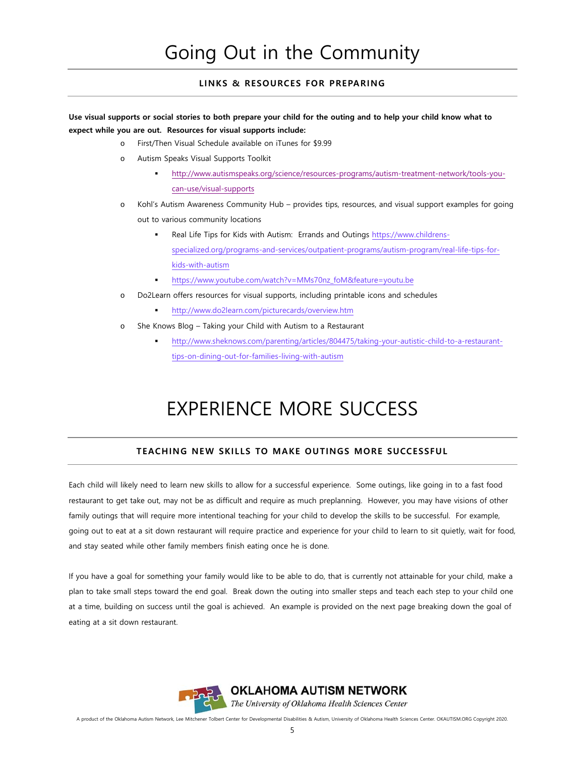# Going Out in the Community

## LINKS & RESOURCES FOR PREPARING

**Use visual supports or social stories to both prepare your child for the outing and to help your child know what to expect while you are out. Resources for visual supports include:**

- First/Then Visual Schedule available on iTunes for $9.99
- Autism Speaks Visual Supports Toolkit
  - http://www.autismspeaks.org/science/resources-programs/autism-treatment-network/tools-you-can-use/visual-supports
- Kohl's Autism Awareness Community Hub – provides tips, resources, and visual support examples for going out to various community locations
  - Real Life Tips for Kids with Autism: Errands and Outings https://www.childrens-specialized.org/programs-and-services/outpatient-programs/autism-program/real-life-tips-for-kids-with-autism
  - https://www.youtube.com/watch?v=MMs70nz_foM&feature=youtu.be
- Do2Learn offers resources for visual supports, including printable icons and schedules
  - http://www.do2learn.com/picturecards/overview.htm
- She Knows Blog – Taking your Child with Autism to a Restaurant
  - http://www.sheknows.com/parenting/articles/804475/taking-your-autistic-child-to-a-restaurant-tips-on-dining-out-for-families-living-with-autism

# EXPERIENCE MORE SUCCESS

## TEACHING NEW SKILLS TO MAKE OUTINGS MORE SUCCESSFUL

Each child will likely need to learn new skills to allow for a successful experience. Some outings, like going in to a fast food restaurant to get take out, may not be as difficult and require as much preplanning. However, you may have visions of other family outings that will require more intentional teaching for your child to develop the skills to be successful. For example, going out to eat at a sit down restaurant will require practice and experience for your child to learn to sit quietly, wait for food, and stay seated while other family members finish eating once he is done.

If you have a goal for something your family would like to be able to do, that is currently not attainable for your child, make a plan to take small steps toward the end goal. Break down the outing into smaller steps and teach each step to your child one at a time, building on success until the goal is achieved. An example is provided on the next page breaking down the goal of eating at a sit down restaurant.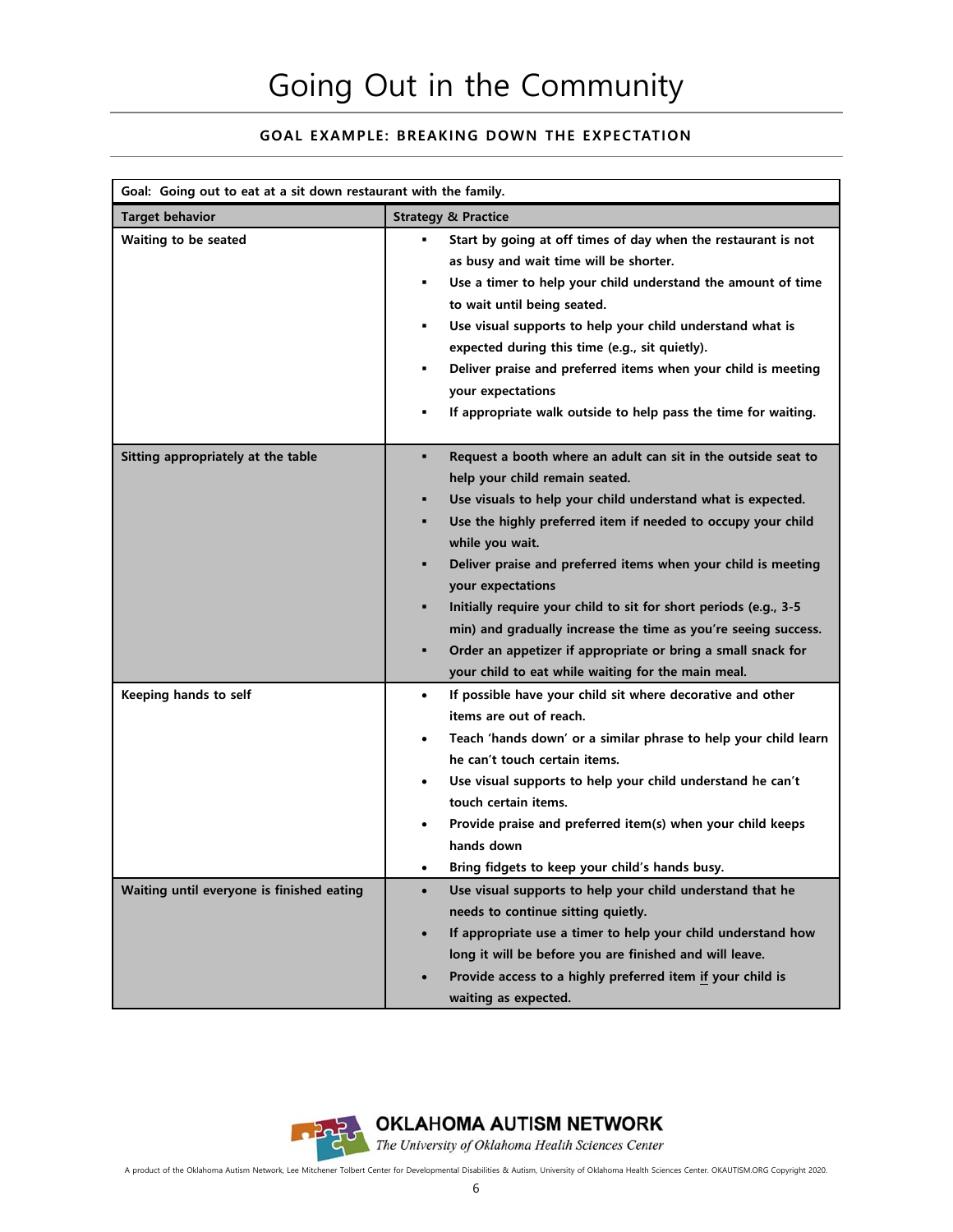# Going Out in the Community

**GOAL EXAMPLE: BREAKING DOWN THE EXPECTATION**

| Goal: Going out to eat at a sit down restaurant with the family. | |
|---|---|
| **Target behavior** | **Strategy & Practice** |
| **Waiting to be seated** | ▪ Start by going at off times of day when the restaurant is not as busy and wait time will be shorter.<br>▪ Use a timer to help your child understand the amount of time to wait until being seated.<br>▪ Use visual supports to help your child understand what is expected during this time (e.g., sit quietly).<br>▪ Deliver praise and preferred items when your child is meeting your expectations<br>▪ If appropriate walk outside to help pass the time for waiting. |
| **Sitting appropriately at the table** | ▪ Request a booth where an adult can sit in the outside seat to help your child remain seated.<br>▪ Use visuals to help your child understand what is expected.<br>▪ Use the highly preferred item if needed to occupy your child while you wait.<br>▪ Deliver praise and preferred items when your child is meeting your expectations<br>▪ Initially require your child to sit for short periods (e.g., 3-5 min) and gradually increase the time as you're seeing success.<br>▪ Order an appetizer if appropriate or bring a small snack for your child to eat while waiting for the main meal. |
| **Keeping hands to self** | • If possible have your child sit where decorative and other items are out of reach.<br>• Teach 'hands down' or a similar phrase to help your child learn he can't touch certain items.<br>• Use visual supports to help your child understand he can't touch certain items.<br>• Provide praise and preferred item(s) when your child keeps hands down<br>• Bring fidgets to keep your child's hands busy. |
| **Waiting until everyone is finished eating** | • Use visual supports to help your child understand that he needs to continue sitting quietly.<br>• If appropriate use a timer to help your child understand how long it will be before you are finished and will leave.<br>• Provide access to a highly preferred item <u>if</u> your child is waiting as expected. |

**OKLAHOMA AUTISM NETWORK**
*The University of Oklahoma Health Sciences Center*

A product of the Oklahoma Autism Network, Lee Mitchener Tolbert Center for Developmental Disabilities & Autism, University of Oklahoma Health Sciences Center. OKAUTISM.ORG Copyright 2020.